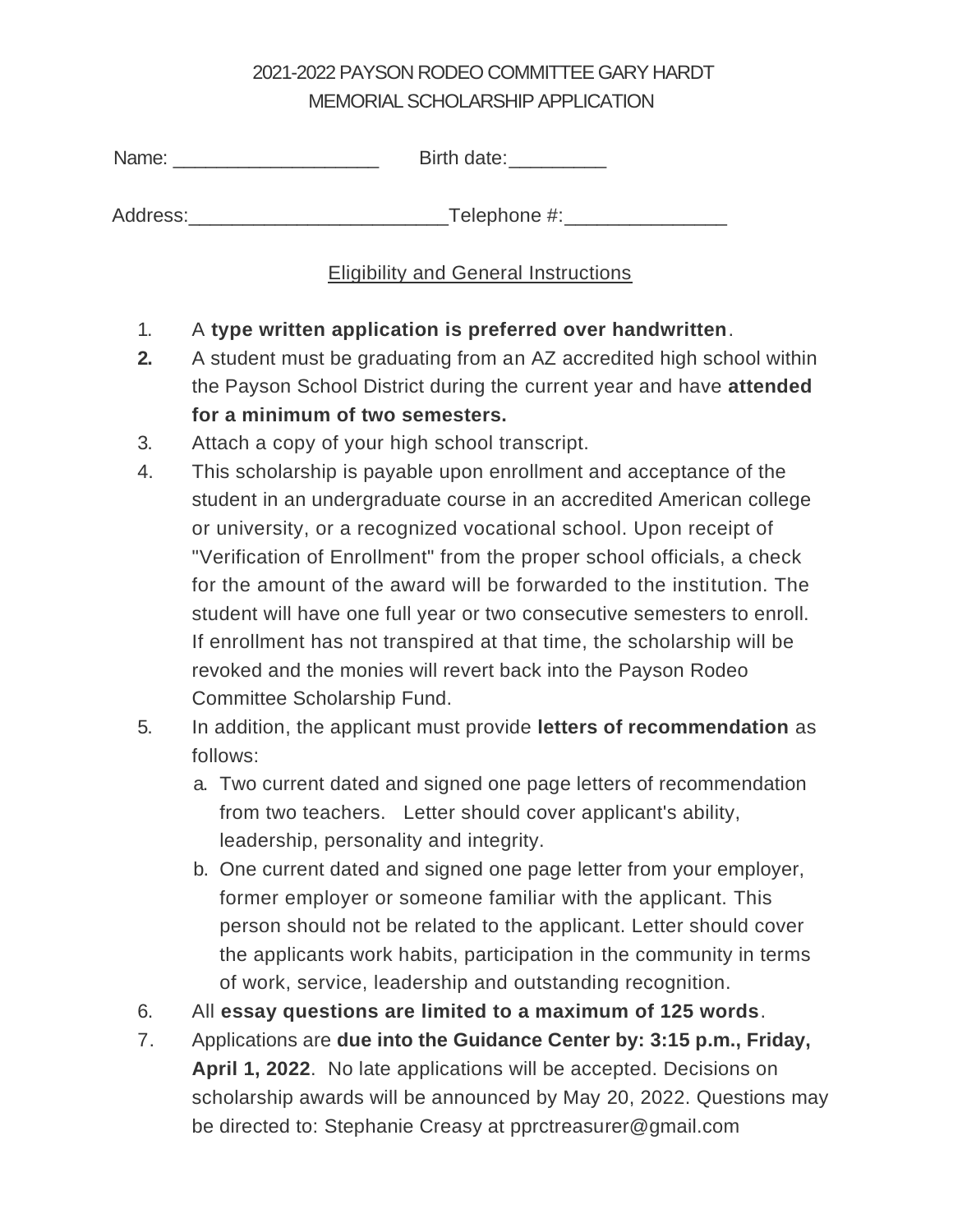# 2021-2022 PAYSON RODEO COMMITTEE GARY HARDT MEMORIAL SCHOLARSHIP APPLICATION

Name: ____________________ Birth date:_________

Address:________________________Telephone #:_______________

## Eligibility and General Instructions

1. A **type written application is preferred over handwritten**.
2. A student must be graduating from an AZ accredited high school within the Payson School District during the current year and have **attended for a minimum of two semesters.**
3. Attach a copy of your high school transcript.
4. This scholarship is payable upon enrollment and acceptance of the student in an undergraduate course in an accredited American college or university, or a recognized vocational school. Upon receipt of "Verification of Enrollment" from the proper school officials, a check for the amount of the award will be forwarded to the institution. The student will have one full year or two consecutive semesters to enroll. If enrollment has not transpired at that time, the scholarship will be revoked and the monies will revert back into the Payson Rodeo Committee Scholarship Fund.
5. In addition, the applicant must provide **letters of recommendation** as follows:
   a. Two current dated and signed one page letters of recommendation from two teachers. Letter should cover applicant's ability, leadership, personality and integrity.
   b. One current dated and signed one page letter from your employer, former employer or someone familiar with the applicant. This person should not be related to the applicant. Letter should cover the applicants work habits, participation in the community in terms of work, service, leadership and outstanding recognition.
6. All **essay questions are limited to a maximum of 125 words**.
7. Applications are **due into the Guidance Center by: 3:15 p.m., Friday, April 1, 2022**. No late applications will be accepted. Decisions on scholarship awards will be announced by May 20, 2022. Questions may be directed to: Stephanie Creasy at pprctreasurer@gmail.com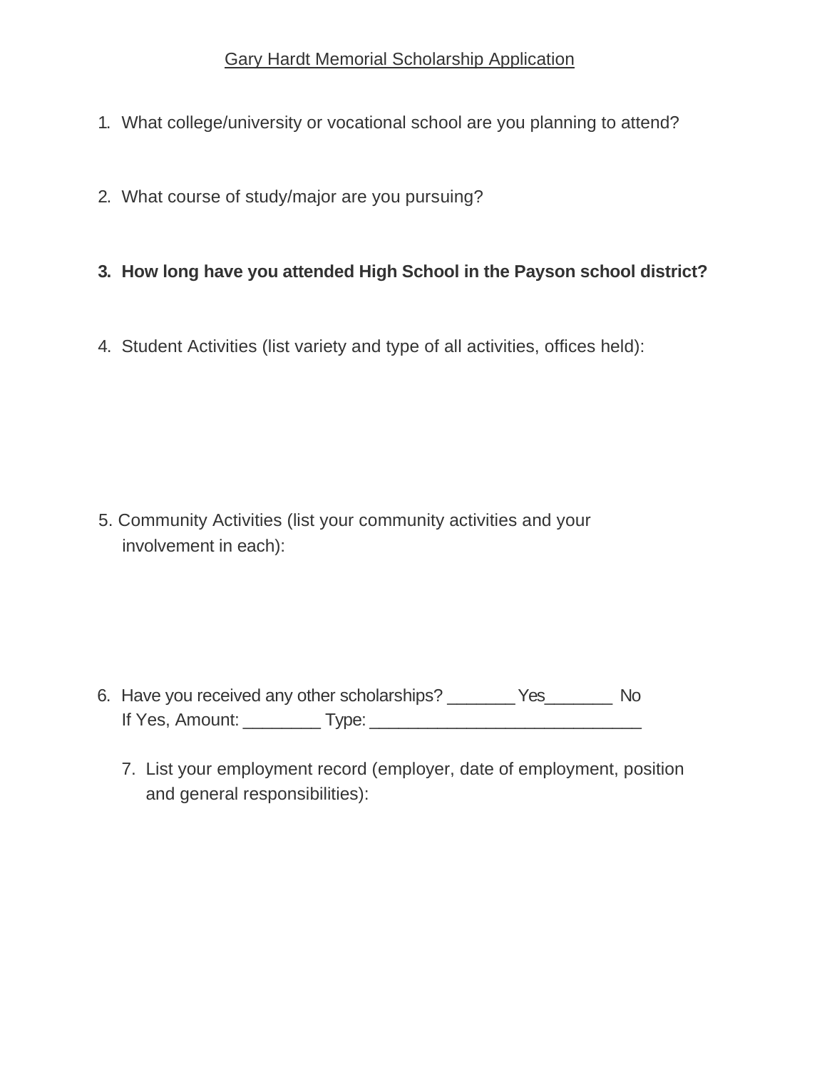Gary Hardt Memorial Scholarship Application

1. What college/university or vocational school are you planning to attend?

2. What course of study/major are you pursuing?

3. **How long have you attended High School in the Payson school district?**

4. Student Activities (list variety and type of all activities, offices held):

5. Community Activities (list your community activities and your involvement in each):

6. Have you received any other scholarships? _______ Yes_______ No
   If Yes, Amount: ________ Type: _____________________________

7. List your employment record (employer, date of employment, position and general responsibilities):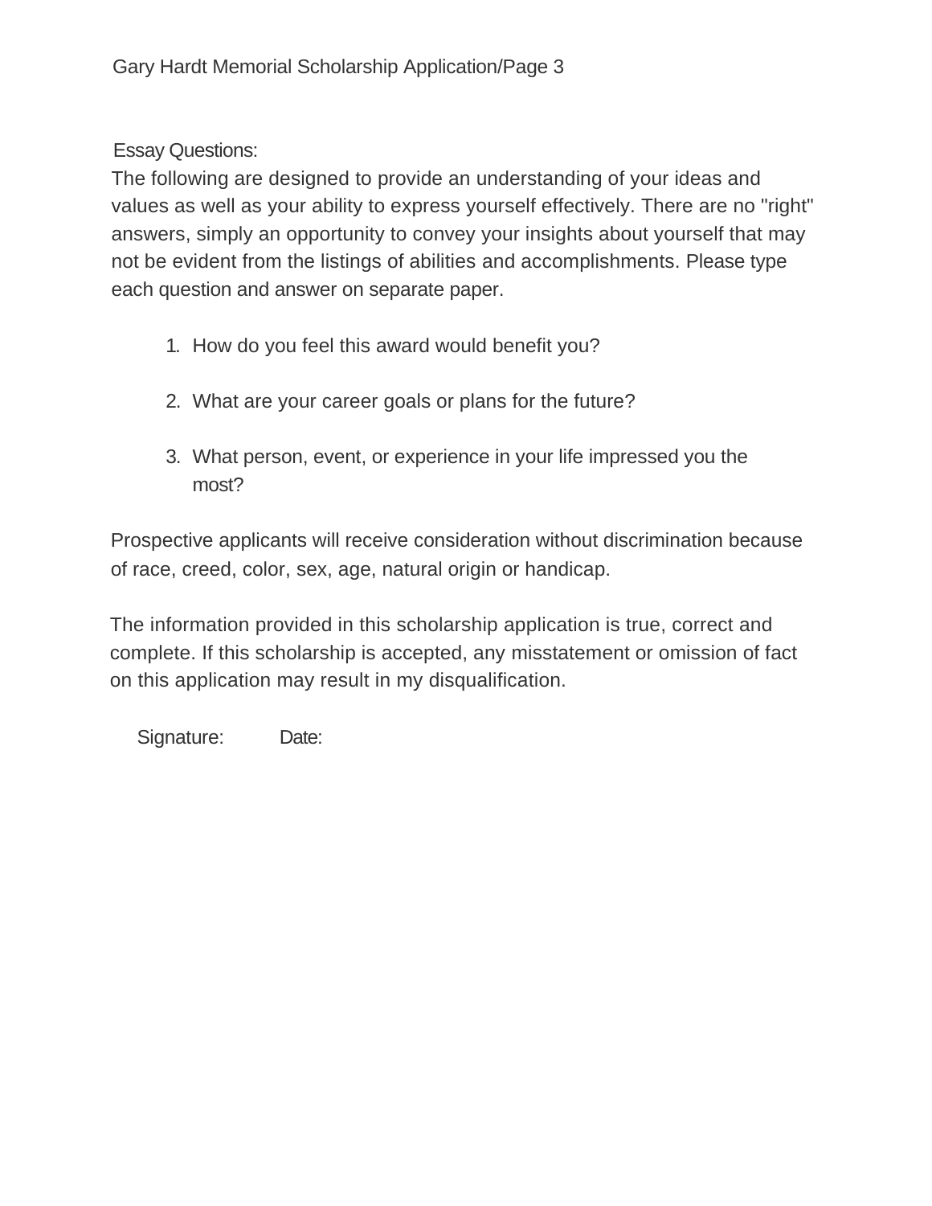Essay Questions:

The following are designed to provide an understanding of your ideas and values as well as your ability to express yourself effectively. There are no "right" answers, simply an opportunity to convey your insights about yourself that may not be evident from the listings of abilities and accomplishments. Please type each question and answer on separate paper.

1. How do you feel this award would benefit you?

2. What are your career goals or plans for the future?

3. What person, event, or experience in your life impressed you the most?

Prospective applicants will receive consideration without discrimination because of race, creed, color, sex, age, natural origin or handicap.

The information provided in this scholarship application is true, correct and complete. If this scholarship is accepted, any misstatement or omission of fact on this application may result in my disqualification.

Signature: Date: